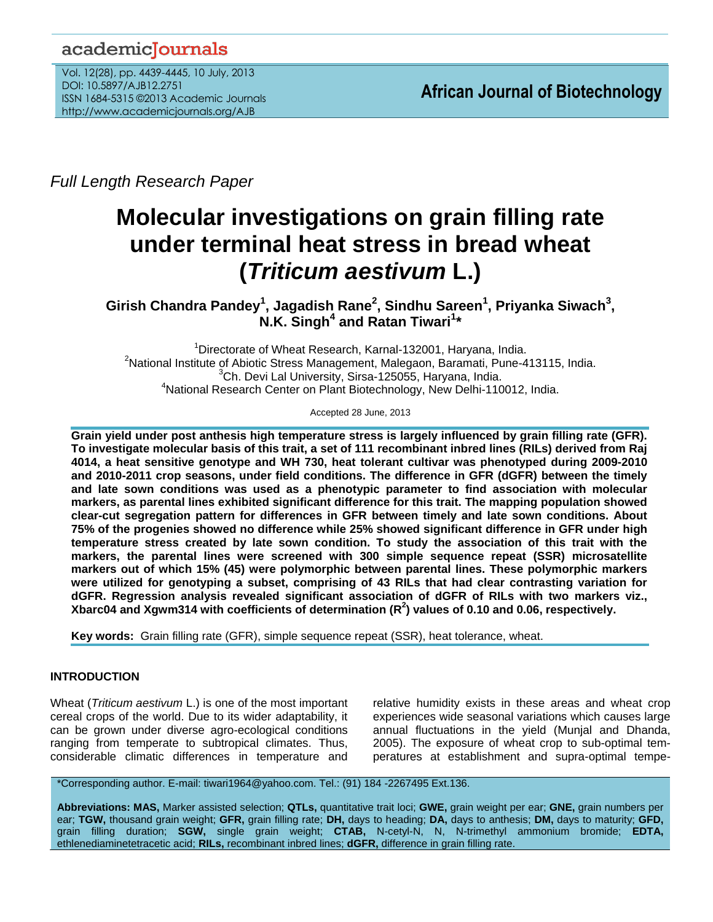Full Length Research Paper

# Molecular investigations on grain filling rate under terminal heat stress in bread wheat (*Triticum aestivum* L.)

**Girish Chandra Pandey[1], Jagadish Rane[2], Sindhu Sareen[1], Priyanka Siwach[3], N.K. Singh[4] and Ratan Tiwari[1]\***

[1]Directorate of Wheat Research, Karnal-132001, Haryana, India.
[2]National Institute of Abiotic Stress Management, Malegaon, Baramati, Pune-413115, India.
[3]Ch. Devi Lal University, Sirsa-125055, Haryana, India.
[4]National Research Center on Plant Biotechnology, New Delhi-110012, India.

Accepted 28 June, 2013

**Grain yield under post anthesis high temperature stress is largely influenced by grain filling rate (GFR). To investigate molecular basis of this trait, a set of 111 recombinant inbred lines (RILs) derived from Raj 4014, a heat sensitive genotype and WH 730, heat tolerant cultivar was phenotyped during 2009-2010 and 2010-2011 crop seasons, under field conditions. The difference in GFR (dGFR) between the timely and late sown conditions was used as a phenotypic parameter to find association with molecular markers, as parental lines exhibited significant difference for this trait. The mapping population showed clear-cut segregation pattern for differences in GFR between timely and late sown conditions. About 75% of the progenies showed no difference while 25% showed significant difference in GFR under high temperature stress created by late sown condition. To study the association of this trait with the markers, the parental lines were screened with 300 simple sequence repeat (SSR) microsatellite markers out of which 15% (45) were polymorphic between parental lines. These polymorphic markers were utilized for genotyping a subset, comprising of 43 RILs that had clear contrasting variation for dGFR. Regression analysis revealed significant association of dGFR of RILs with two markers viz., Xbarc04 and Xgwm314 with coefficients of determination ($R^2$) values of 0.10 and 0.06, respectively.**

**Key words:** Grain filling rate (GFR), simple sequence repeat (SSR), heat tolerance, wheat.

## INTRODUCTION

Wheat (*Triticum aestivum* L.) is one of the most important cereal crops of the world. Due to its wider adaptability, it can be grown under diverse agro-ecological conditions ranging from temperate to subtropical climates. Thus, considerable climatic differences in temperature and relative humidity exists in these areas and wheat crop experiences wide seasonal variations which causes large annual fluctuations in the yield (Munjal and Dhanda, 2005). The exposure of wheat crop to sub-optimal temperatures at establishment and supra-optimal tempe-

\*Corresponding author. E-mail: tiwari1964@yahoo.com. Tel.: (91) 184 -2267495 Ext.136.

**Abbreviations: MAS,** Marker assisted selection; **QTLs,** quantitative trait loci; **GWE,** grain weight per ear; **GNE,** grain numbers per ear; **TGW,** thousand grain weight; **GFR,** grain filling rate; **DH,** days to heading; **DA,** days to anthesis; **DM,** days to maturity; **GFD,** grain filling duration; **SGW,** single grain weight; **CTAB,** N-cetyl-N, N, N-trimethyl ammonium bromide; **EDTA,** ethlenediaminetetracetic acid; **RILs,** recombinant inbred lines; **dGFR,** difference in grain filling rate.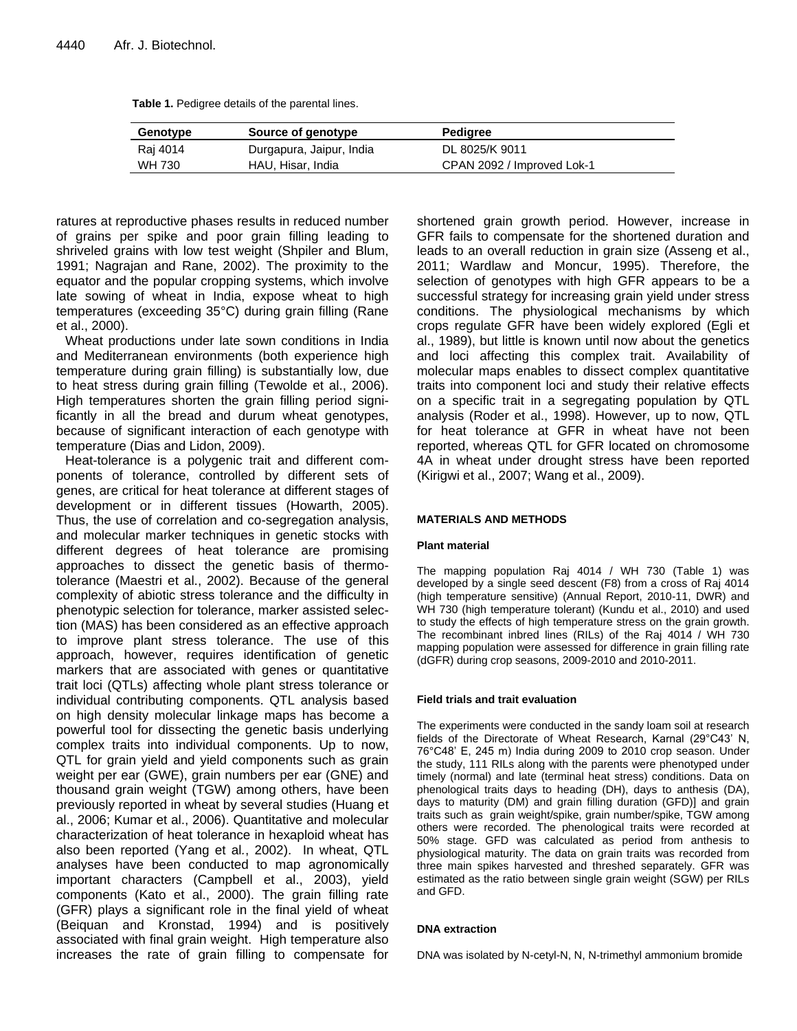**Table 1.** Pedigree details of the parental lines.

| Genotype | Source of genotype | Pedigree |
|---|---|---|
| Raj 4014 | Durgapura, Jaipur, India | DL 8025/K 9011 |
| WH 730 | HAU, Hisar, India | CPAN 2092 / Improved Lok-1 |

ratures at reproductive phases results in reduced number of grains per spike and poor grain filling leading to shriveled grains with low test weight (Shpiler and Blum, 1991; Nagrajan and Rane, 2002). The proximity to the equator and the popular cropping systems, which involve late sowing of wheat in India, expose wheat to high temperatures (exceeding 35°C) during grain filling (Rane et al., 2000).

Wheat productions under late sown conditions in India and Mediterranean environments (both experience high temperature during grain filling) is substantially low, due to heat stress during grain filling (Tewolde et al., 2006). High temperatures shorten the grain filling period significantly in all the bread and durum wheat genotypes, because of significant interaction of each genotype with temperature (Dias and Lidon, 2009).

Heat-tolerance is a polygenic trait and different components of tolerance, controlled by different sets of genes, are critical for heat tolerance at different stages of development or in different tissues (Howarth, 2005). Thus, the use of correlation and co-segregation analysis, and molecular marker techniques in genetic stocks with different degrees of heat tolerance are promising approaches to dissect the genetic basis of thermo-tolerance (Maestri et al., 2002). Because of the general complexity of abiotic stress tolerance and the difficulty in phenotypic selection for tolerance, marker assisted selection (MAS) has been considered as an effective approach to improve plant stress tolerance. The use of this approach, however, requires identification of genetic markers that are associated with genes or quantitative trait loci (QTLs) affecting whole plant stress tolerance or individual contributing components. QTL analysis based on high density molecular linkage maps has become a powerful tool for dissecting the genetic basis underlying complex traits into individual components. Up to now, QTL for grain yield and yield components such as grain weight per ear (GWE), grain numbers per ear (GNE) and thousand grain weight (TGW) among others, have been previously reported in wheat by several studies (Huang et al., 2006; Kumar et al., 2006). Quantitative and molecular characterization of heat tolerance in hexaploid wheat has also been reported (Yang et al., 2002). In wheat, QTL analyses have been conducted to map agronomically important characters (Campbell et al., 2003), yield components (Kato et al., 2000). The grain filling rate (GFR) plays a significant role in the final yield of wheat (Beiquan and Kronstad, 1994) and is positively associated with final grain weight. High temperature also increases the rate of grain filling to compensate for shortened grain growth period. However, increase in GFR fails to compensate for the shortened duration and leads to an overall reduction in grain size (Asseng et al., 2011; Wardlaw and Moncur, 1995). Therefore, the selection of genotypes with high GFR appears to be a successful strategy for increasing grain yield under stress conditions. The physiological mechanisms by which crops regulate GFR have been widely explored (Egli et al., 1989), but little is known until now about the genetics and loci affecting this complex trait. Availability of molecular maps enables to dissect complex quantitative traits into component loci and study their relative effects on a specific trait in a segregating population by QTL analysis (Roder et al., 1998). However, up to now, QTL for heat tolerance at GFR in wheat have not been reported, whereas QTL for GFR located on chromosome 4A in wheat under drought stress have been reported (Kirigwi et al., 2007; Wang et al., 2009).

## MATERIALS AND METHODS

### Plant material

The mapping population Raj 4014 / WH 730 (Table 1) was developed by a single seed descent (F8) from a cross of Raj 4014 (high temperature sensitive) (Annual Report, 2010-11, DWR) and WH 730 (high temperature tolerant) (Kundu et al., 2010) and used to study the effects of high temperature stress on the grain growth. The recombinant inbred lines (RILs) of the Raj 4014 / WH 730 mapping population were assessed for difference in grain filling rate (dGFR) during crop seasons, 2009-2010 and 2010-2011.

### Field trials and trait evaluation

The experiments were conducted in the sandy loam soil at research fields of the Directorate of Wheat Research, Karnal (29°C43' N, 76°C48' E, 245 m) India during 2009 to 2010 crop season. Under the study, 111 RILs along with the parents were phenotyped under timely (normal) and late (terminal heat stress) conditions. Data on phenological traits days to heading (DH), days to anthesis (DA), days to maturity (DM) and grain filling duration (GFD)] and grain traits such as grain weight/spike, grain number/spike, TGW among others were recorded. The phenological traits were recorded at 50% stage. GFD was calculated as period from anthesis to physiological maturity. The data on grain traits was recorded from three main spikes harvested and threshed separately. GFR was estimated as the ratio between single grain weight (SGW) per RILs and GFD.

### DNA extraction

DNA was isolated by N-cetyl-N, N, N-trimethyl ammonium bromide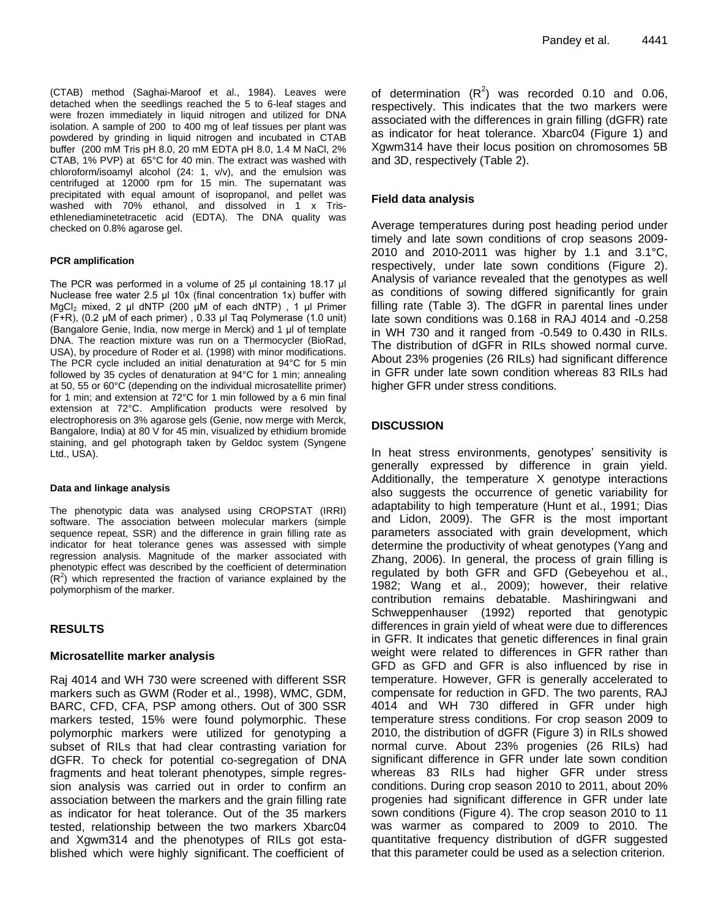(CTAB) method (Saghai-Maroof et al., 1984). Leaves were detached when the seedlings reached the 5 to 6-leaf stages and were frozen immediately in liquid nitrogen and utilized for DNA isolation. A sample of 200 to 400 mg of leaf tissues per plant was powdered by grinding in liquid nitrogen and incubated in CTAB buffer (200 mM Tris pH 8.0, 20 mM EDTA pH 8.0, 1.4 M NaCl, 2% CTAB, 1% PVP) at 65°C for 40 min. The extract was washed with chloroform/isoamyl alcohol (24: 1, v/v), and the emulsion was centrifuged at 12000 rpm for 15 min. The supernatant was precipitated with equal amount of isopropanol, and pellet was washed with 70% ethanol, and dissolved in 1 x Tris-ethlenediaminetetracetic acid (EDTA). The DNA quality was checked on 0.8% agarose gel.

#### PCR amplification

The PCR was performed in a volume of 25 µl containing 18.17 µl Nuclease free water 2.5 µl 10x (final concentration 1x) buffer with $MgCl_2$ mixed, 2 µl dNTP (200 µM of each dNTP) , 1 µl Primer (F+R), (0.2 µM of each primer) , 0.33 µl Taq Polymerase (1.0 unit) (Bangalore Genie, India, now merge in Merck) and 1 µl of template DNA. The reaction mixture was run on a Thermocycler (BioRad, USA), by procedure of Roder et al. (1998) with minor modifications. The PCR cycle included an initial denaturation at 94°C for 5 min followed by 35 cycles of denaturation at 94°C for 1 min; annealing at 50, 55 or 60°C (depending on the individual microsatellite primer) for 1 min; and extension at 72°C for 1 min followed by a 6 min final extension at 72°C. Amplification products were resolved by electrophoresis on 3% agarose gels (Genie, now merge with Merck, Bangalore, India) at 80 V for 45 min, visualized by ethidium bromide staining, and gel photograph taken by Geldoc system (Syngene Ltd., USA).

#### Data and linkage analysis

The phenotypic data was analysed using CROPSTAT (IRRI) software. The association between molecular markers (simple sequence repeat, SSR) and the difference in grain filling rate as indicator for heat tolerance genes was assessed with simple regression analysis. Magnitude of the marker associated with phenotypic effect was described by the coefficient of determination ($R^2$) which represented the fraction of variance explained by the polymorphism of the marker.

## RESULTS

### Microsatellite marker analysis

Raj 4014 and WH 730 were screened with different SSR markers such as GWM (Roder et al., 1998), WMC, GDM, BARC, CFD, CFA, PSP among others. Out of 300 SSR markers tested, 15% were found polymorphic. These polymorphic markers were utilized for genotyping a subset of RILs that had clear contrasting variation for dGFR. To check for potential co-segregation of DNA fragments and heat tolerant phenotypes, simple regression analysis was carried out in order to confirm an association between the markers and the grain filling rate as indicator for heat tolerance. Out of the 35 markers tested, relationship between the two markers Xbarc04 and Xgwm314 and the phenotypes of RILs got established which were highly significant. The coefficient of determination ($R^2$) was recorded 0.10 and 0.06, respectively. This indicates that the two markers were associated with the differences in grain filling (dGFR) rate as indicator for heat tolerance. Xbarc04 (Figure 1) and Xgwm314 have their locus position on chromosomes 5B and 3D, respectively (Table 2).

### Field data analysis

Average temperatures during post heading period under timely and late sown conditions of crop seasons 2009-2010 and 2010-2011 was higher by 1.1 and 3.1°C, respectively, under late sown conditions (Figure 2). Analysis of variance revealed that the genotypes as well as conditions of sowing differed significantly for grain filling rate (Table 3). The dGFR in parental lines under late sown conditions was 0.168 in RAJ 4014 and -0.258 in WH 730 and it ranged from -0.549 to 0.430 in RILs. The distribution of dGFR in RILs showed normal curve. About 23% progenies (26 RILs) had significant difference in GFR under late sown condition whereas 83 RILs had higher GFR under stress conditions.

## DISCUSSION

In heat stress environments, genotypes' sensitivity is generally expressed by difference in grain yield. Additionally, the temperature X genotype interactions also suggests the occurrence of genetic variability for adaptability to high temperature (Hunt et al., 1991; Dias and Lidon, 2009). The GFR is the most important parameters associated with grain development, which determine the productivity of wheat genotypes (Yang and Zhang, 2006). In general, the process of grain filling is regulated by both GFR and GFD (Gebeyehou et al., 1982; Wang et al., 2009); however, their relative contribution remains debatable. Mashiringwani and Schweppenhauser (1992) reported that genotypic differences in grain yield of wheat were due to differences in GFR. It indicates that genetic differences in final grain weight were related to differences in GFR rather than GFD as GFD and GFR is also influenced by rise in temperature. However, GFR is generally accelerated to compensate for reduction in GFD. The two parents, RAJ 4014 and WH 730 differed in GFR under high temperature stress conditions. For crop season 2009 to 2010, the distribution of dGFR (Figure 3) in RILs showed normal curve. About 23% progenies (26 RILs) had significant difference in GFR under late sown condition whereas 83 RILs had higher GFR under stress conditions. During crop season 2010 to 2011, about 20% progenies had significant difference in GFR under late sown conditions (Figure 4). The crop season 2010 to 11 was warmer as compared to 2009 to 2010. The quantitative frequency distribution of dGFR suggested that this parameter could be used as a selection criterion.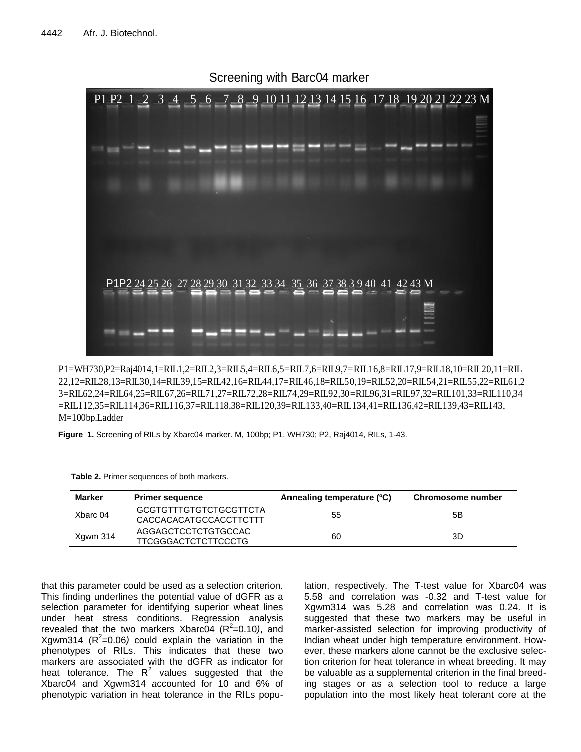Screening with Barc04 marker

P1=WH730,P2=Raj4014,1=RIL1,2=RIL2,3=RIL5,4=RIL6,5=RIL7,6=RIL9,7=RIL16,8=RIL17,9=RIL18,10=RIL20,11=RIL22,12=RIL28,13=RIL30,14=RIL39,15=RIL42,16=RIL44,17=RIL46,18=RIL50,19=RIL52,20=RIL54,21=RIL55,22=RIL61,23=RIL62,24=RIL64,25=RIL67,26=RIL71,27=RIL72,28=RIL74,29=RIL92,30=RIL96,31=RIL97,32=RIL101,33=RIL110,34=RIL112,35=RIL114,36=RIL116,37=RIL118,38=RIL120,39=RIL133,40=RIL134,41=RIL136,42=RIL139,43=RIL143, M=100bp.Ladder

**Figure 1.** Screening of RILs by Xbarc04 marker. M, 100bp; P1, WH730; P2, Raj4014, RILs, 1-43.

**Table 2.** Primer sequences of both markers.

| Marker | Primer sequence | Annealing temperature (ºC) | Chromosome number |
|---|---|---|---|
| Xbarc 04 | GCGTGTTTGTGTCTGCGTTCTA CACCACACATGCCACCTTCTTT | 55 | 5B |
| Xgwm 314 | AGGAGCTCCTCTGTGCCAC TTCGGGACTCTCTTCCCTG | 60 | 3D |

that this parameter could be used as a selection criterion. This finding underlines the potential value of dGFR as a selection parameter for identifying superior wheat lines under heat stress conditions. Regression analysis revealed that the two markers Xbarc04 ($R^2$=0.10), and Xgwm314 ($R^2$=0.06) could explain the variation in the phenotypes of RILs. This indicates that these two markers are associated with the dGFR as indicator for heat tolerance. The $R^2$ values suggested that the Xbarc04 and Xgwm314 accounted for 10 and 6% of phenotypic variation in heat tolerance in the RILs population, respectively. The T-test value for Xbarc04 was 5.58 and correlation was -0.32 and T-test value for Xgwm314 was 5.28 and correlation was 0.24. It is suggested that these two markers may be useful in marker-assisted selection for improving productivity of Indian wheat under high temperature environment. However, these markers alone cannot be the exclusive selection criterion for heat tolerance in wheat breeding. It may be valuable as a supplemental criterion in the final breeding stages or as a selection tool to reduce a large population into the most likely heat tolerant core at the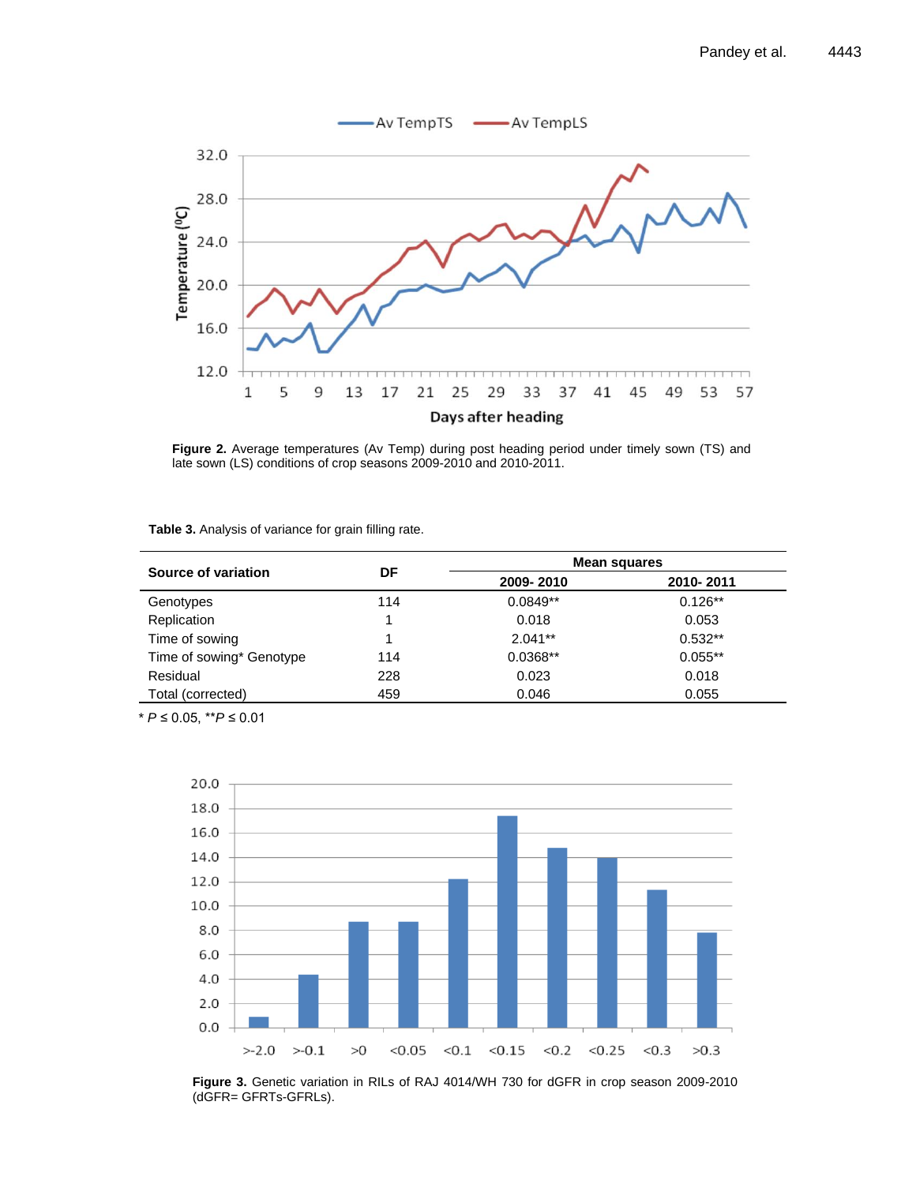**Figure 2.** Average temperatures (Av Temp) during post heading period under timely sown (TS) and late sown (LS) conditions of crop seasons 2009-2010 and 2010-2011.

**Table 3.** Analysis of variance for grain filling rate.

| Source of variation | DF | Mean squares | |
|---|---|---|---|
| | | **2009- 2010** | **2010- 2011** |
| Genotypes | 114 | 0.0849** | 0.126** |
| Replication | 1 | 0.018 | 0.053 |
| Time of sowing | 1 | 2.041** | 0.532** |
| Time of sowing* Genotype | 114 | 0.0368** | 0.055** |
| Residual | 228 | 0.023 | 0.018 |
| Total (corrected) | 459 | 0.046 | 0.055 |

* $P \leq 0.05$, ** $P \leq 0.01$

**Figure 3.** Genetic variation in RILs of RAJ 4014/WH 730 for dGFR in crop season 2009-2010 (dGFR= GFRTs-GFRLs).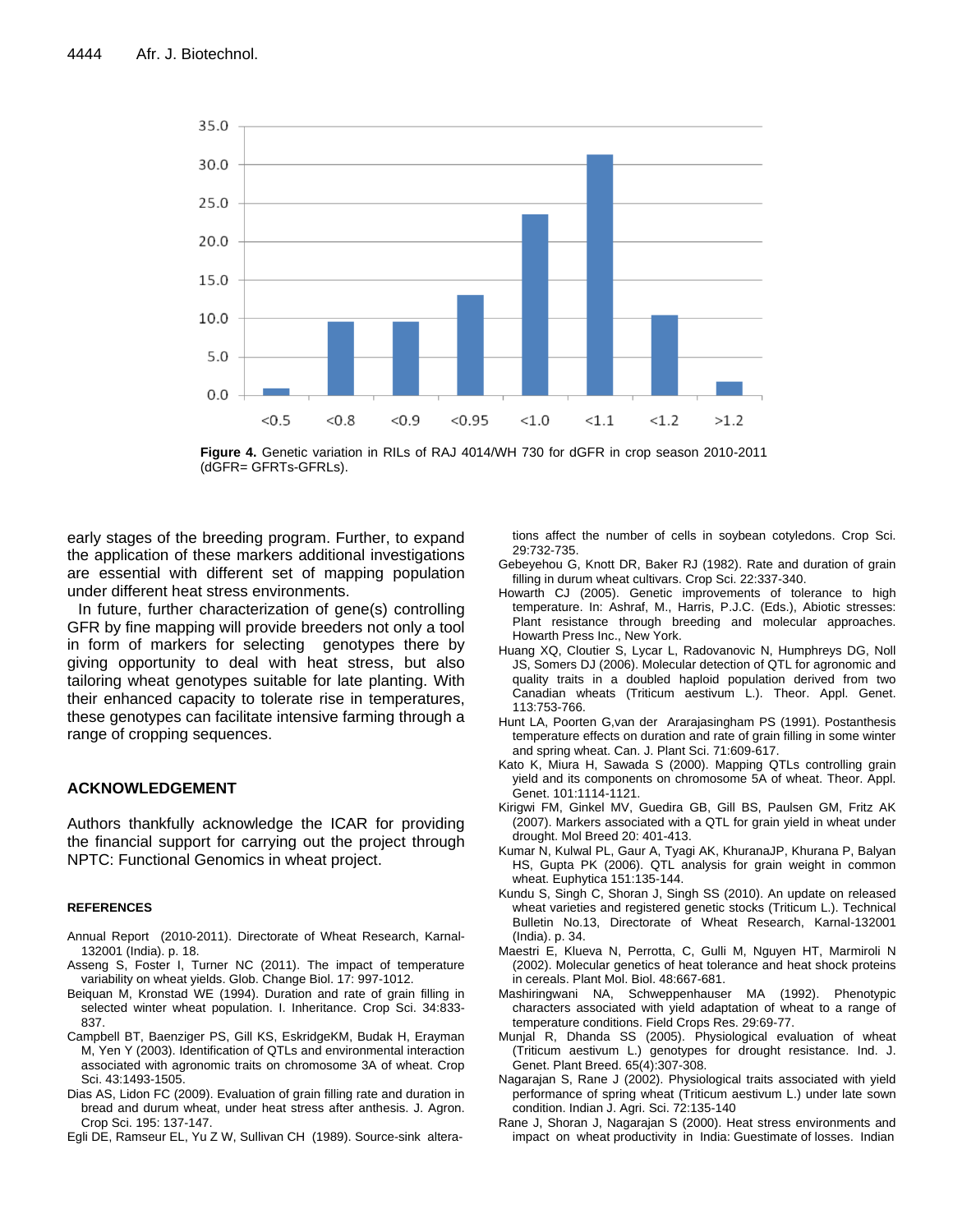**Figure 4.** Genetic variation in RILs of RAJ 4014/WH 730 for dGFR in crop season 2010-2011 (dGFR= GFRTs-GFRLs).

early stages of the breeding program. Further, to expand the application of these markers additional investigations are essential with different set of mapping population under different heat stress environments.

In future, further characterization of gene(s) controlling GFR by fine mapping will provide breeders not only a tool in form of markers for selecting genotypes there by giving opportunity to deal with heat stress, but also tailoring wheat genotypes suitable for late planting. With their enhanced capacity to tolerate rise in temperatures, these genotypes can facilitate intensive farming through a range of cropping sequences.

## ACKNOWLEDGEMENT

Authors thankfully acknowledge the ICAR for providing the financial support for carrying out the project through NPTC: Functional Genomics in wheat project.

## REFERENCES

Annual Report (2010-2011). Directorate of Wheat Research, Karnal-132001 (India). p. 18.

Asseng S, Foster I, Turner NC (2011). The impact of temperature variability on wheat yields. Glob. Change Biol. 17: 997-1012.

Beiquan M, Kronstad WE (1994). Duration and rate of grain filling in selected winter wheat population. I. Inheritance. Crop Sci. 34:833-837.

Campbell BT, Baenziger PS, Gill KS, EskridgeKM, Budak H, Erayman M, Yen Y (2003). Identification of QTLs and environmental interaction associated with agronomic traits on chromosome 3A of wheat. Crop Sci. 43:1493-1505.

Dias AS, Lidon FC (2009). Evaluation of grain filling rate and duration in bread and durum wheat, under heat stress after anthesis. J. Agron. Crop Sci. 195: 137-147.

Egli DE, Ramseur EL, Yu Z W, Sullivan CH (1989). Source-sink alterations affect the number of cells in soybean cotyledons. Crop Sci. 29:732-735.

Gebeyehou G, Knott DR, Baker RJ (1982). Rate and duration of grain filling in durum wheat cultivars. Crop Sci. 22:337-340.

Howarth CJ (2005). Genetic improvements of tolerance to high temperature. In: Ashraf, M., Harris, P.J.C. (Eds.), Abiotic stresses: Plant resistance through breeding and molecular approaches. Howarth Press Inc., New York.

Huang XQ, Cloutier S, Lycar L, Radovanovic N, Humphreys DG, Noll JS, Somers DJ (2006). Molecular detection of QTL for agronomic and quality traits in a doubled haploid population derived from two Canadian wheats (Triticum aestivum L.). Theor. Appl. Genet. 113:753-766.

Hunt LA, Poorten G,van der Ararajasingham PS (1991). Postanthesis temperature effects on duration and rate of grain filling in some winter and spring wheat. Can. J. Plant Sci. 71:609-617.

Kato K, Miura H, Sawada S (2000). Mapping QTLs controlling grain yield and its components on chromosome 5A of wheat. Theor. Appl. Genet. 101:1114-1121.

Kirigwi FM, Ginkel MV, Guedira GB, Gill BS, Paulsen GM, Fritz AK (2007). Markers associated with a QTL for grain yield in wheat under drought. Mol Breed 20: 401-413.

Kumar N, Kulwal PL, Gaur A, Tyagi AK, KhuranaJP, Khurana P, Balyan HS, Gupta PK (2006). QTL analysis for grain weight in common wheat. Euphytica 151:135-144.

Kundu S, Singh C, Shoran J, Singh SS (2010). An update on released wheat varieties and registered genetic stocks (Triticum L.). Technical Bulletin No.13, Directorate of Wheat Research, Karnal-132001 (India). p. 34.

Maestri E, Klueva N, Perrotta, C, Gulli M, Nguyen HT, Marmiroli N (2002). Molecular genetics of heat tolerance and heat shock proteins in cereals. Plant Mol. Biol. 48:667-681.

Mashiringwani NA, Schweppenhauser MA (1992). Phenotypic characters associated with yield adaptation of wheat to a range of temperature conditions. Field Crops Res. 29:69-77.

Munjal R, Dhanda SS (2005). Physiological evaluation of wheat (Triticum aestivum L.) genotypes for drought resistance. Ind. J. Genet. Plant Breed. 65(4):307-308.

Nagarajan S, Rane J (2002). Physiological traits associated with yield performance of spring wheat (Triticum aestivum L.) under late sown condition. Indian J. Agri. Sci. 72:135-140

Rane J, Shoran J, Nagarajan S (2000). Heat stress environments and impact on wheat productivity in India: Guestimate of losses. Indian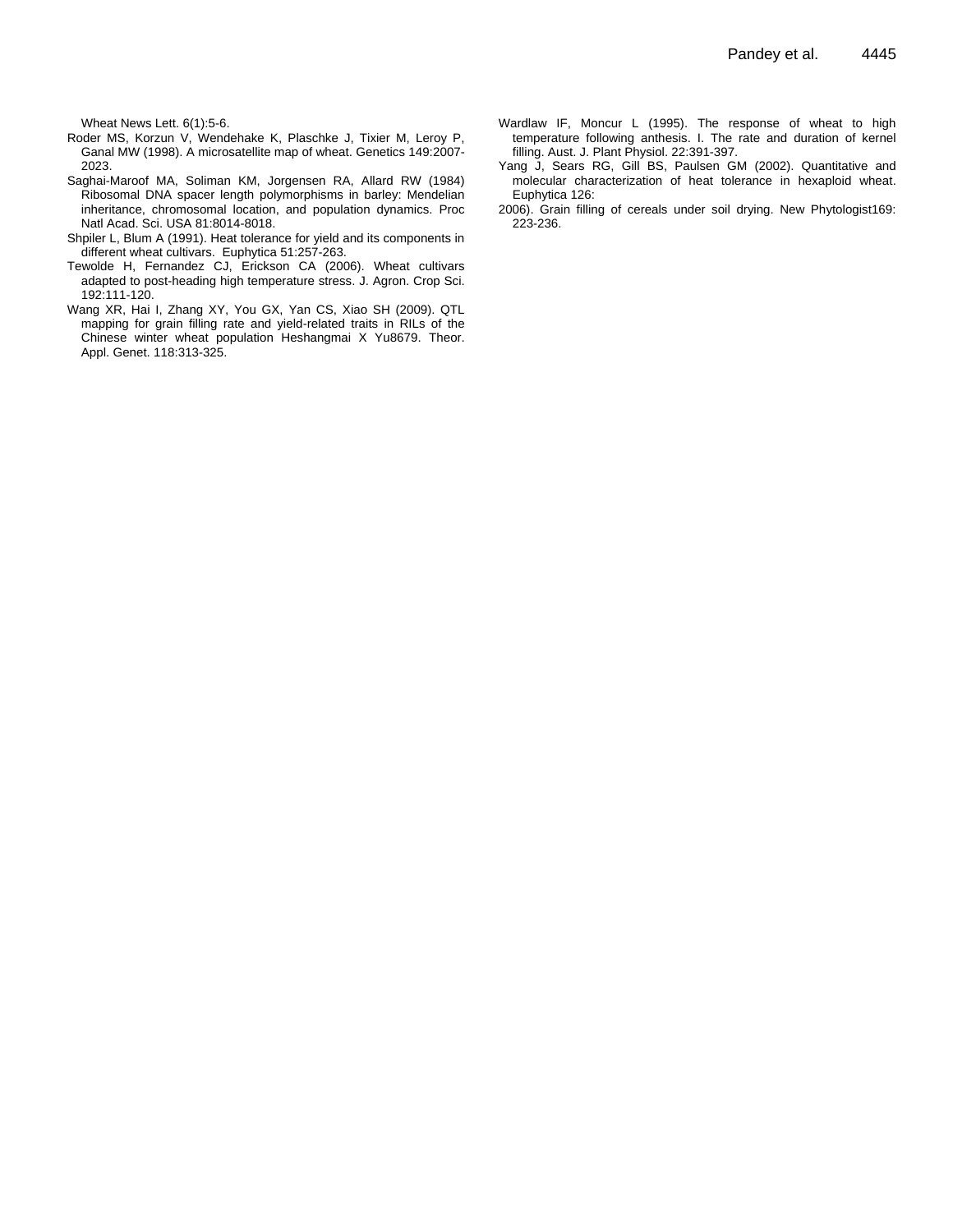Wheat News Lett. 6(1):5-6.

Roder MS, Korzun V, Wendehake K, Plaschke J, Tixier M, Leroy P, Ganal MW (1998). A microsatellite map of wheat. Genetics 149:2007-2023.

Saghai-Maroof MA, Soliman KM, Jorgensen RA, Allard RW (1984) Ribosomal DNA spacer length polymorphisms in barley: Mendelian inheritance, chromosomal location, and population dynamics. Proc Natl Acad. Sci. USA 81:8014-8018.

Shpiler L, Blum A (1991). Heat tolerance for yield and its components in different wheat cultivars. Euphytica 51:257-263.

Tewolde H, Fernandez CJ, Erickson CA (2006). Wheat cultivars adapted to post-heading high temperature stress. J. Agron. Crop Sci. 192:111-120.

Wang XR, Hai I, Zhang XY, You GX, Yan CS, Xiao SH (2009). QTL mapping for grain filling rate and yield-related traits in RILs of the Chinese winter wheat population Heshangmai X Yu8679. Theor. Appl. Genet. 118:313-325.

Wardlaw IF, Moncur L (1995). The response of wheat to high temperature following anthesis. I. The rate and duration of kernel filling. Aust. J. Plant Physiol. 22:391-397.

Yang J, Sears RG, Gill BS, Paulsen GM (2002). Quantitative and molecular characterization of heat tolerance in hexaploid wheat. Euphytica 126:

2006). Grain filling of cereals under soil drying. New Phytologist169: 223-236.